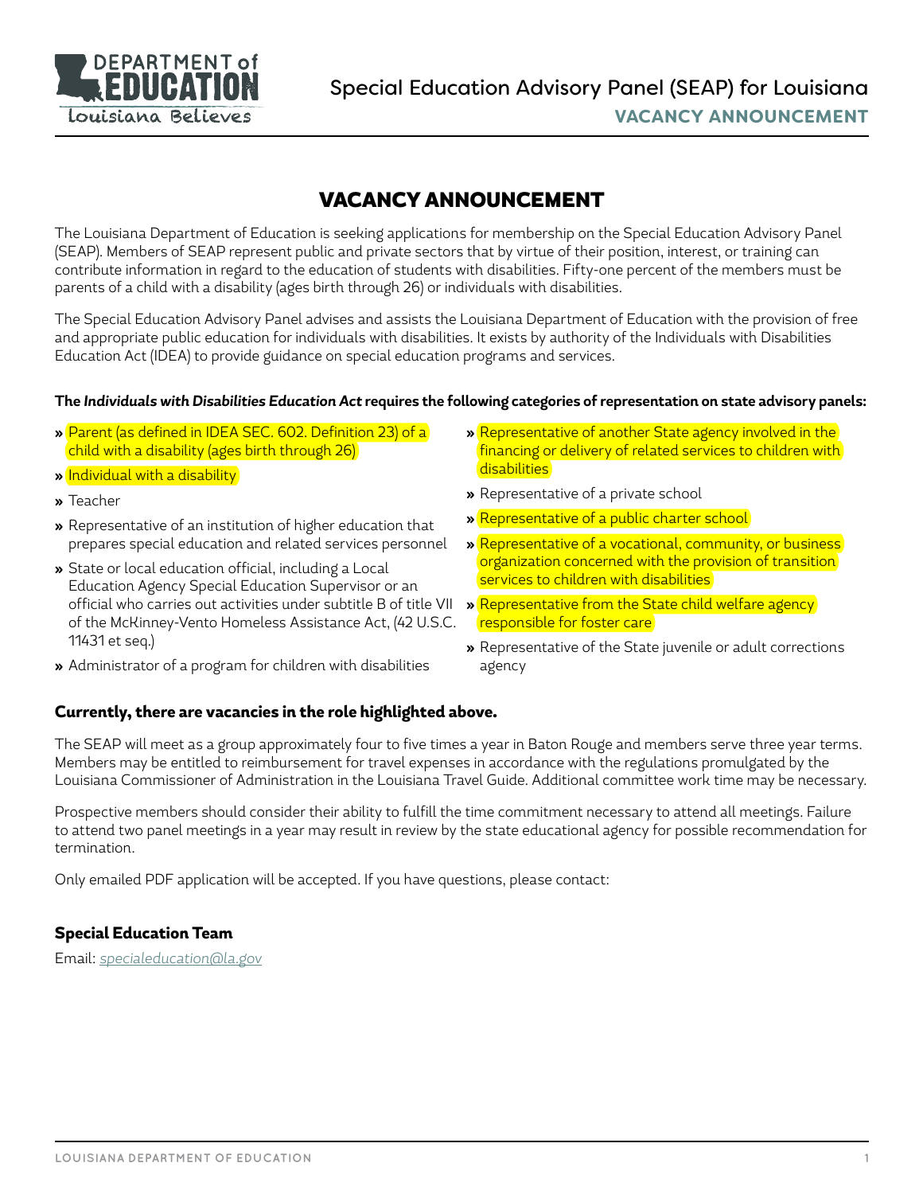# VACANCY ANNOUNCEMENT

The Louisiana Department of Education is seeking applications for membership on the Special Education Advisory Panel (SEAP). Members of SEAP represent public and private sectors that by virtue of their position, interest, or training can contribute information in regard to the education of students with disabilities. Fifty-one percent of the members must be parents of a child with a disability (ages birth through 26) or individuals with disabilities.

The Special Education Advisory Panel advises and assists the Louisiana Department of Education with the provision of free and appropriate public education for individuals with disabilities. It exists by authority of the Individuals with Disabilities Education Act (IDEA) to provide guidance on special education programs and services.

**The *Individuals with Disabilities Education Act* requires the following categories of representation on state advisory panels:**

- Parent (as defined in IDEA SEC. 602. Definition 23) of a child with a disability (ages birth through 26)
- Individual with a disability
- Teacher
- Representative of an institution of higher education that prepares special education and related services personnel
- State or local education official, including a Local Education Agency Special Education Supervisor or an official who carries out activities under subtitle B of title VII of the McKinney-Vento Homeless Assistance Act, (42 U.S.C. 11431 et seq.)
- Administrator of a program for children with disabilities
- Representative of another State agency involved in the financing or delivery of related services to children with disabilities
- Representative of a private school
- Representative of a public charter school
- Representative of a vocational, community, or business organization concerned with the provision of transition services to children with disabilities
- Representative from the State child welfare agency responsible for foster care
- Representative of the State juvenile or adult corrections agency

**Currently, there are vacancies in the role highlighted above.**

The SEAP will meet as a group approximately four to five times a year in Baton Rouge and members serve three year terms. Members may be entitled to reimbursement for travel expenses in accordance with the regulations promulgated by the Louisiana Commissioner of Administration in the Louisiana Travel Guide. Additional committee work time may be necessary.

Prospective members should consider their ability to fulfill the time commitment necessary to attend all meetings. Failure to attend two panel meetings in a year may result in review by the state educational agency for possible recommendation for termination.

Only emailed PDF application will be accepted. If you have questions, please contact:

### Special Education Team

Email: *specialeducation@la.gov*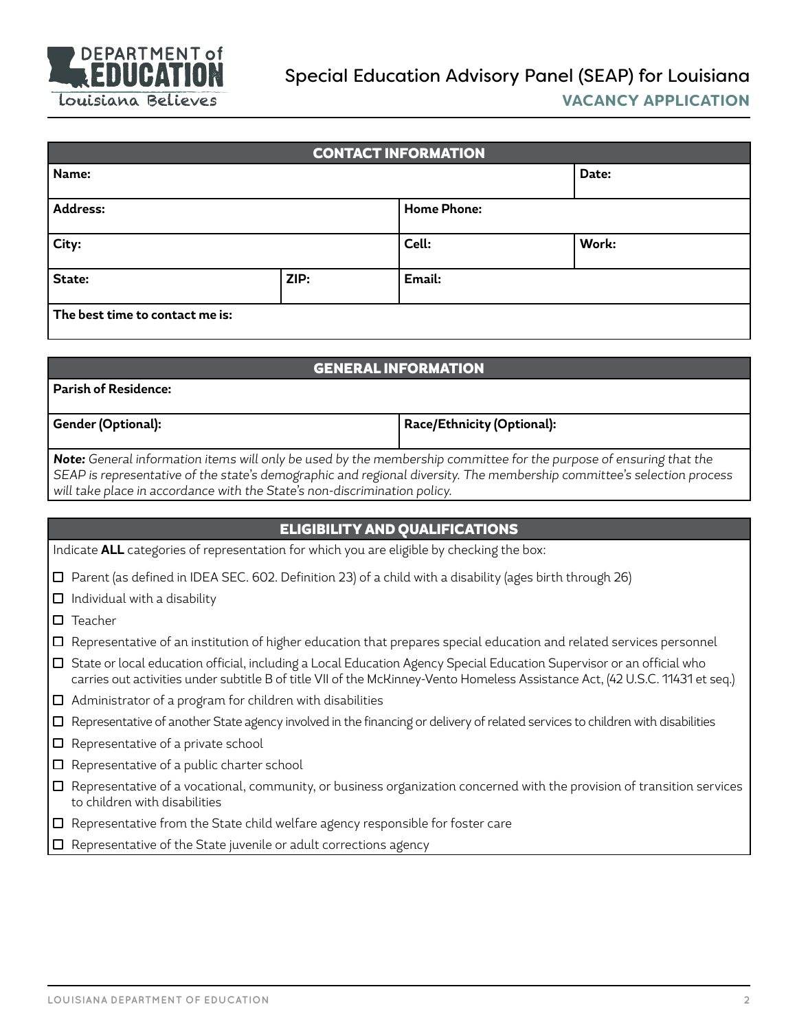# Special Education Advisory Panel (SEAP) for Louisiana

## VACANCY APPLICATION

### CONTACT INFORMATION

| Name: | | | Date: |
|---|---|---|---|
| Address: | | Home Phone: | |
| City: | | Cell: | Work: |
| State: | ZIP: | Email: | |
| The best time to contact me is: | | | |

### GENERAL INFORMATION

| Parish of Residence: | |
|---|---|
| Gender (Optional): | Race/Ethnicity (Optional): |

***Note:*** *General information items will only be used by the membership committee for the purpose of ensuring that the SEAP is representative of the state's demographic and regional diversity. The membership committee's selection process will take place in accordance with the State's non-discrimination policy.*

### ELIGIBILITY AND QUALIFICATIONS

Indicate **ALL** categories of representation for which you are eligible by checking the box:

- ☐ Parent (as defined in IDEA SEC. 602. Definition 23) of a child with a disability (ages birth through 26)
- ☐ Individual with a disability
- ☐ Teacher
- ☐ Representative of an institution of higher education that prepares special education and related services personnel
- ☐ State or local education official, including a Local Education Agency Special Education Supervisor or an official who carries out activities under subtitle B of title VII of the McKinney-Vento Homeless Assistance Act, (42 U.S.C. 11431 et seq.)
- ☐ Administrator of a program for children with disabilities
- ☐ Representative of another State agency involved in the financing or delivery of related services to children with disabilities
- ☐ Representative of a private school
- ☐ Representative of a public charter school
- ☐ Representative of a vocational, community, or business organization concerned with the provision of transition services to children with disabilities
- ☐ Representative from the State child welfare agency responsible for foster care
- ☐ Representative of the State juvenile or adult corrections agency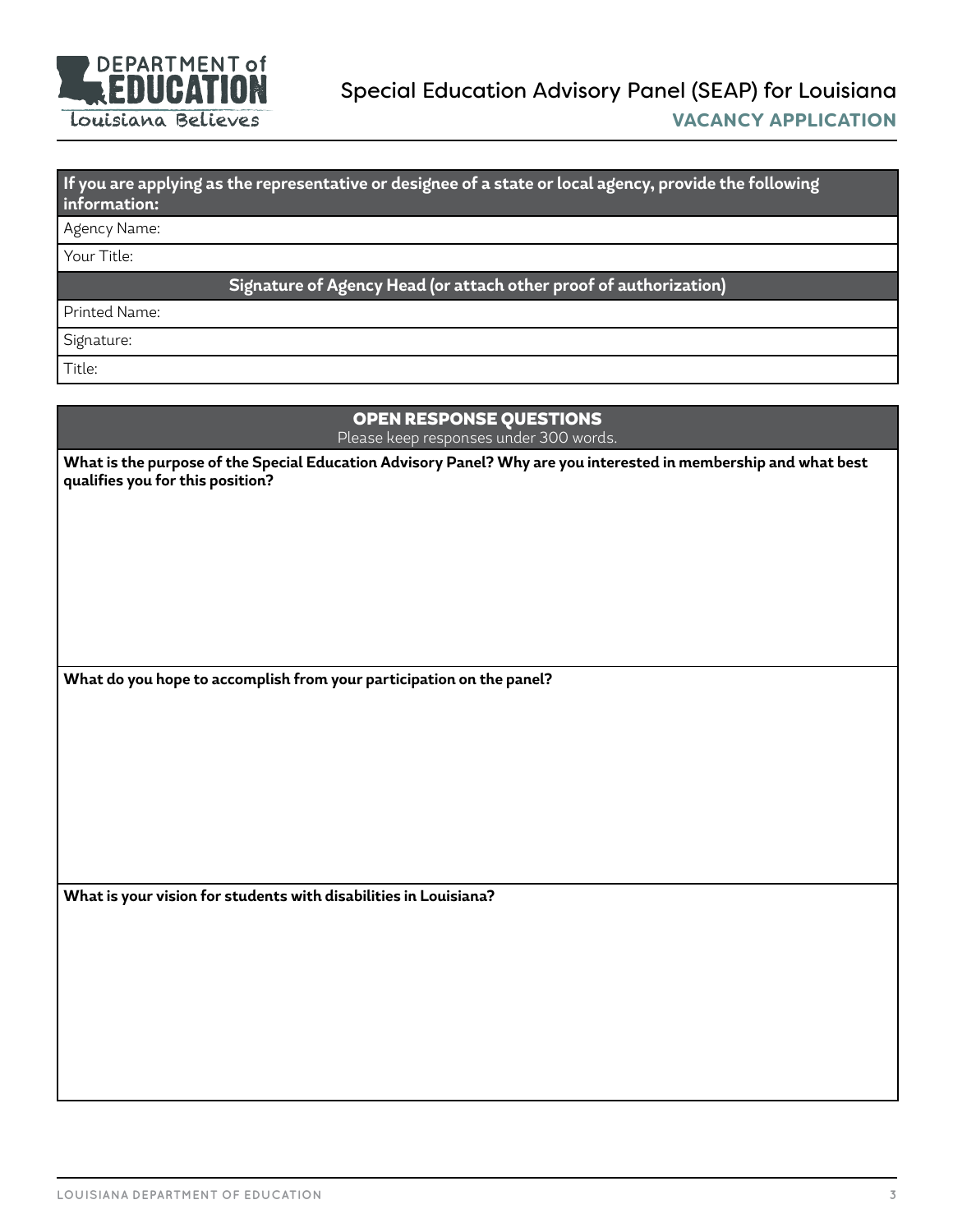# Special Education Advisory Panel (SEAP) for Louisiana

## VACANCY APPLICATION

| If you are applying as the representative or designee of a state or local agency, provide the following information: |
|---|
| Agency Name: |
| Your Title: |
| **Signature of Agency Head (or attach other proof of authorization)** |
| Printed Name: |
| Signature: |
| Title: |

## OPEN RESPONSE QUESTIONS

Please keep responses under 300 words.

**What is the purpose of the Special Education Advisory Panel? Why are you interested in membership and what best qualifies you for this position?**

**What do you hope to accomplish from your participation on the panel?**

**What is your vision for students with disabilities in Louisiana?**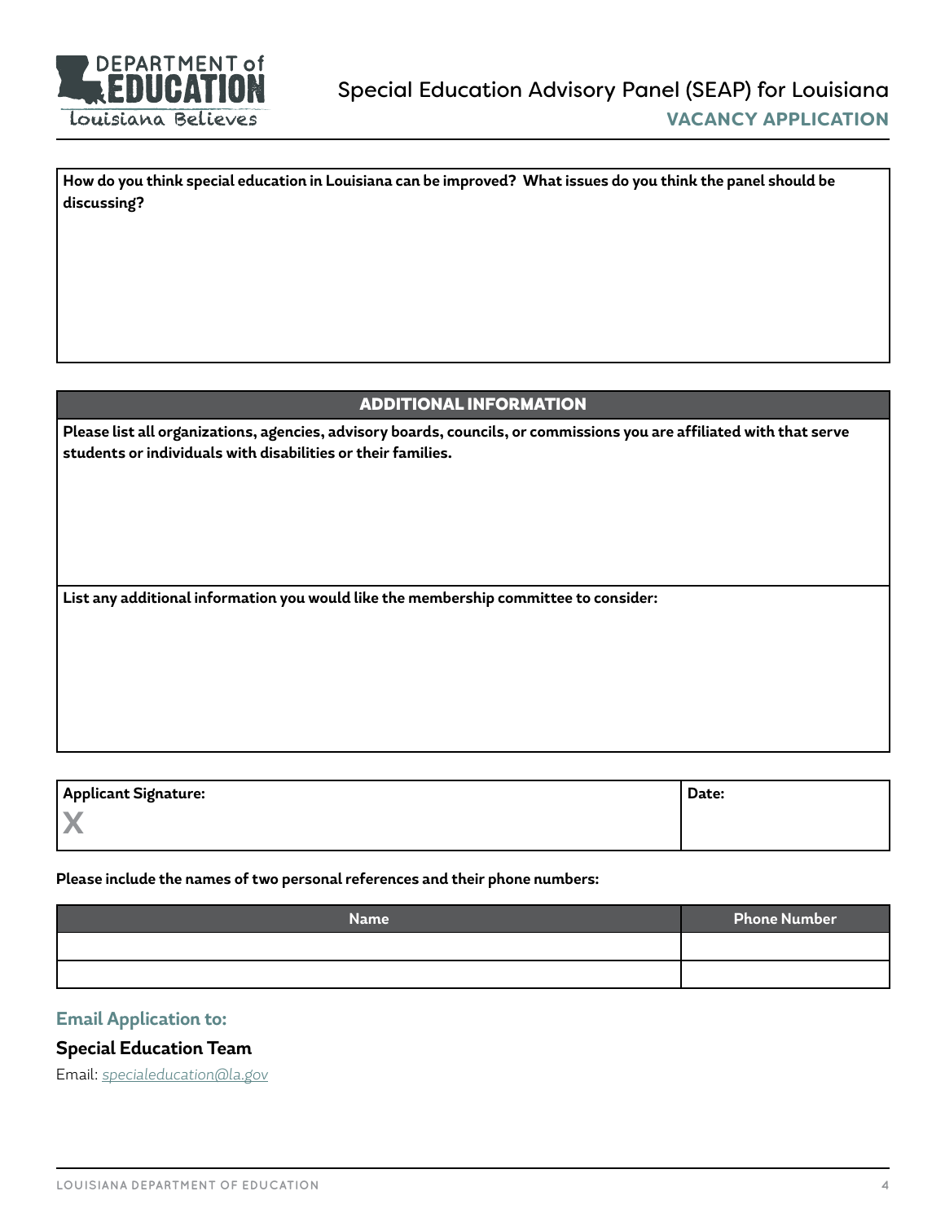**How do you think special education in Louisiana can be improved? What issues do you think the panel should be discussing?**

## ADDITIONAL INFORMATION

**Please list all organizations, agencies, advisory boards, councils, or commissions you are affiliated with that serve students or individuals with disabilities or their families.**

**List any additional information you would like the membership committee to consider:**

| **Applicant Signature:** | **Date:** |
| --- | --- |
| X | |

**Please include the names of two personal references and their phone numbers:**

| Name | Phone Number |
| --- | --- |
| | |
| | |

### Email Application to:

**Special Education Team**

Email: *specialeducation@la.gov*